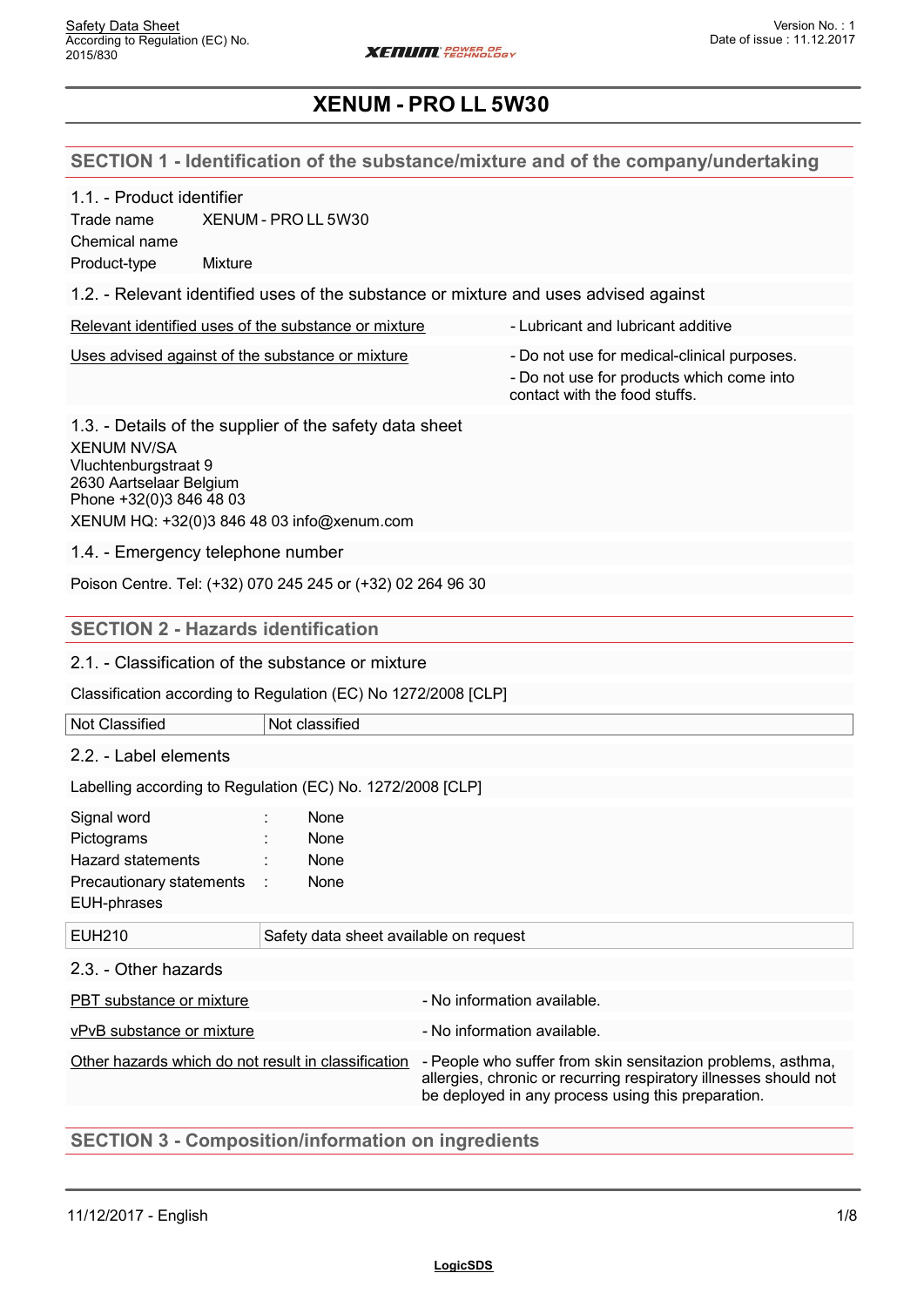# XENUM - PRO LL 5W30

## SECTION 1 - Identification of the substance/mixture and of the company/undertaking

### 1.1. - Product identifier

Trade name XENUM - PRO LL 5W30

Chemical name

Product-type Mixture

### 1.2. - Relevant identified uses of the substance or mixture and uses advised against

| Relevant identified uses of the substance or mixture | - Lubricant and lubricant additive |
|---|---|
| Uses advised against of the substance or mixture | - Do not use for medical-clinical purposes.<br>- Do not use for products which come into contact with the food stuffs. |

### 1.3. - Details of the supplier of the safety data sheet

XENUM NV/SA
Vluchtenburgstraat 9
2630 Aartselaar Belgium
Phone +32(0)3 846 48 03
XENUM HQ: +32(0)3 846 48 03 info@xenum.com

### 1.4. - Emergency telephone number

Poison Centre. Tel: (+32) 070 245 245 or (+32) 02 264 96 30

## SECTION 2 - Hazards identification

### 2.1. - Classification of the substance or mixture

Classification according to Regulation (EC) No 1272/2008 [CLP]

| Not Classified | Not classified |
|---|---|

### 2.2. - Label elements

Labelling according to Regulation (EC) No. 1272/2008 [CLP]

Signal word : None
Pictograms : None
Hazard statements : None
Precautionary statements : None
EUH-phrases

| EUH210 | Safety data sheet available on request |
|---|---|

### 2.3. - Other hazards

| PBT substance or mixture | - No information available. |
|---|---|
| vPvB substance or mixture | - No information available. |
| Other hazards which do not result in classification | - People who suffer from skin sensitazion problems, asthma, allergies, chronic or recurring respiratory illnesses should not be deployed in any process using this preparation. |

## SECTION 3 - Composition/information on ingredients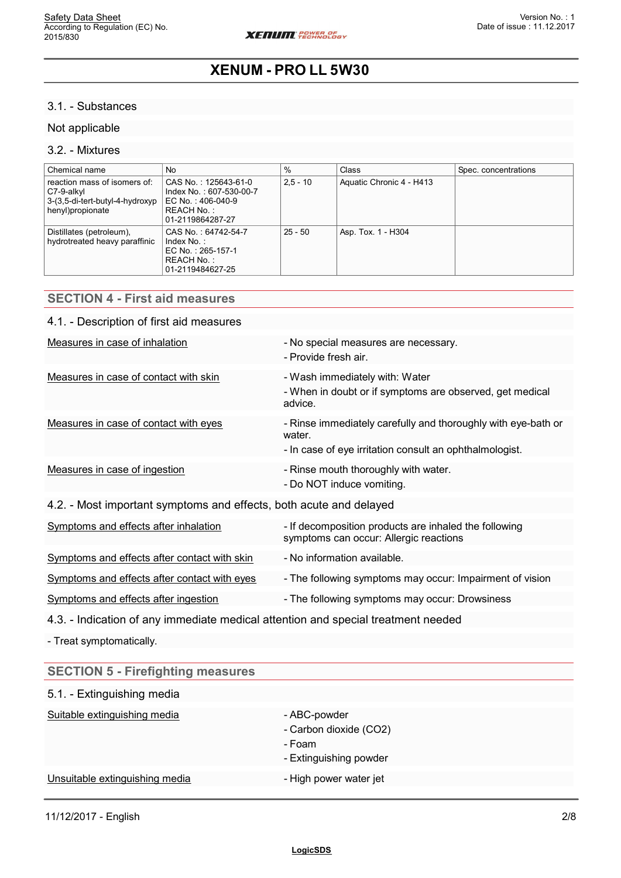### 3.1. - Substances

Not applicable

### 3.2. - Mixtures

| Chemical name | No | % | Class | Spec. concentrations |
|---|---|---|---|---|
| reaction mass of isomers of: C7-9-alkyl 3-(3,5-di-tert-butyl-4-hydroxyphenyl)propionate | CAS No. : 125643-61-0<br>Index No. : 607-530-00-7<br>EC No. : 406-040-9<br>REACH No. : 01-2119864287-27 | 2,5 - 10 | Aquatic Chronic 4 - H413 | |
| Distillates (petroleum), hydrotreated heavy paraffinic | CAS No. : 64742-54-7<br>Index No. :<br>EC No. : 265-157-1<br>REACH No. : 01-2119484627-25 | 25 - 50 | Asp. Tox. 1 - H304 | |

## SECTION 4 - First aid measures

### 4.1. - Description of first aid measures

Measures in case of inhalation
- No special measures are necessary.
- Provide fresh air.

Measures in case of contact with skin
- Wash immediately with: Water
- When in doubt or if symptoms are observed, get medical advice.

Measures in case of contact with eyes
- Rinse immediately carefully and thoroughly with eye-bath or water.
- In case of eye irritation consult an ophthalmologist.

Measures in case of ingestion
- Rinse mouth thoroughly with water.
- Do NOT induce vomiting.

### 4.2. - Most important symptoms and effects, both acute and delayed

Symptoms and effects after inhalation
- If decomposition products are inhaled the following symptoms can occur: Allergic reactions

Symptoms and effects after contact with skin
- No information available.

Symptoms and effects after contact with eyes
- The following symptoms may occur: Impairment of vision

Symptoms and effects after ingestion
- The following symptoms may occur: Drowsiness

### 4.3. - Indication of any immediate medical attention and special treatment needed

- Treat symptomatically.

## SECTION 5 - Firefighting measures

### 5.1. - Extinguishing media

Suitable extinguishing media
- ABC-powder
- Carbon dioxide ($CO_2$)
- Foam
- Extinguishing powder

Unsuitable extinguishing media
- High power water jet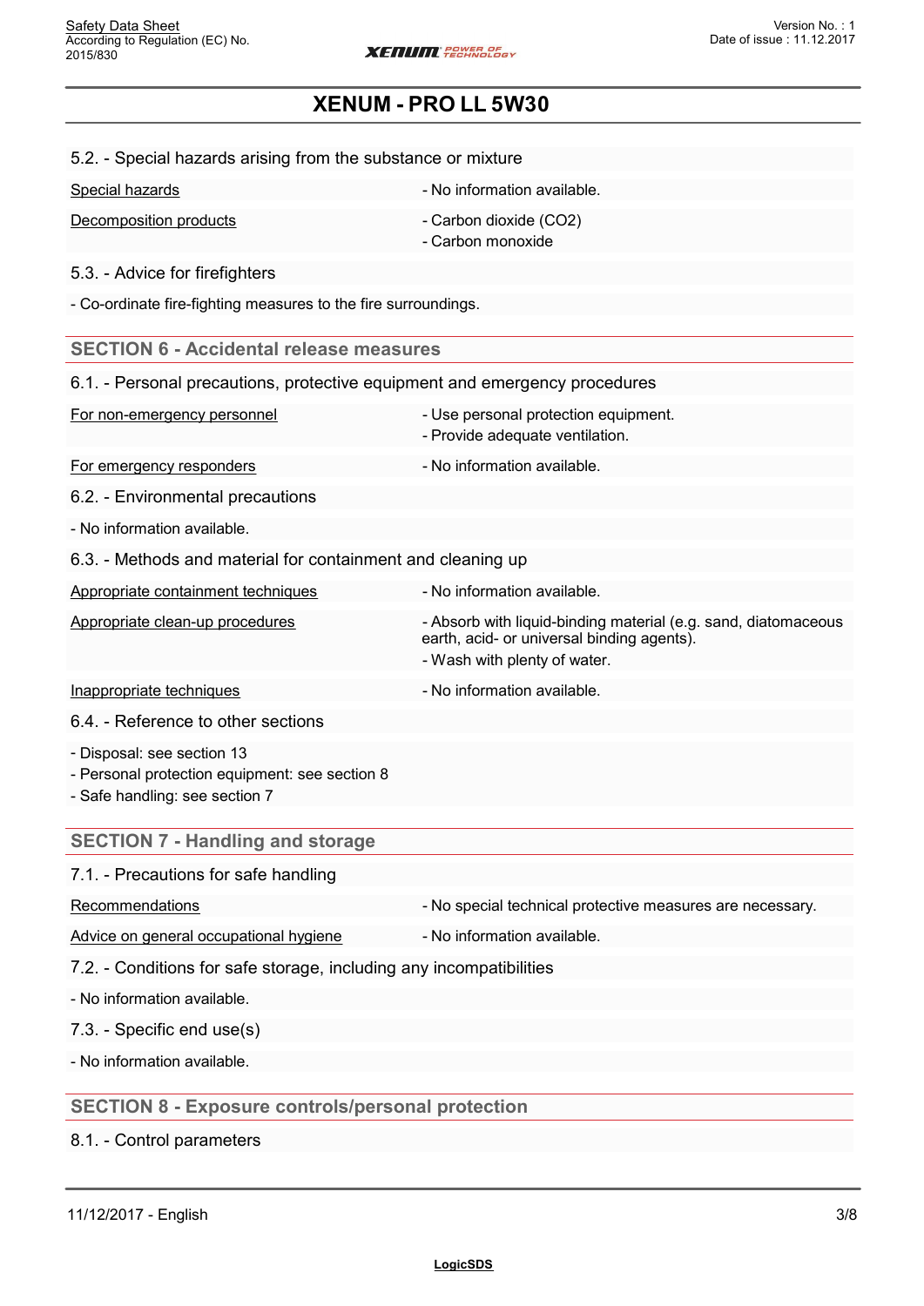### 5.2. - Special hazards arising from the substance or mixture

| | |
|---|---|
| Special hazards | - No information available. |
| Decomposition products | - Carbon dioxide ($CO_2$)<br>- Carbon monoxide |

### 5.3. - Advice for firefighters

- Co-ordinate fire-fighting measures to the fire surroundings.

## SECTION 6 - Accidental release measures

### 6.1. - Personal precautions, protective equipment and emergency procedures

| | |
|---|---|
| For non-emergency personnel | - Use personal protection equipment.<br>- Provide adequate ventilation. |
| For emergency responders | - No information available. |

### 6.2. - Environmental precautions

- No information available.

### 6.3. - Methods and material for containment and cleaning up

| | |
|---|---|
| Appropriate containment techniques | - No information available. |
| Appropriate clean-up procedures | - Absorb with liquid-binding material (e.g. sand, diatomaceous earth, acid- or universal binding agents).<br>- Wash with plenty of water. |
| Inappropriate techniques | - No information available. |

### 6.4. - Reference to other sections

- Disposal: see section 13
- Personal protection equipment: see section 8
- Safe handling: see section 7

## SECTION 7 - Handling and storage

### 7.1. - Precautions for safe handling

| | |
|---|---|
| Recommendations | - No special technical protective measures are necessary. |
| Advice on general occupational hygiene | - No information available. |

### 7.2. - Conditions for safe storage, including any incompatibilities

- No information available.

### 7.3. - Specific end use(s)

- No information available.

## SECTION 8 - Exposure controls/personal protection

### 8.1. - Control parameters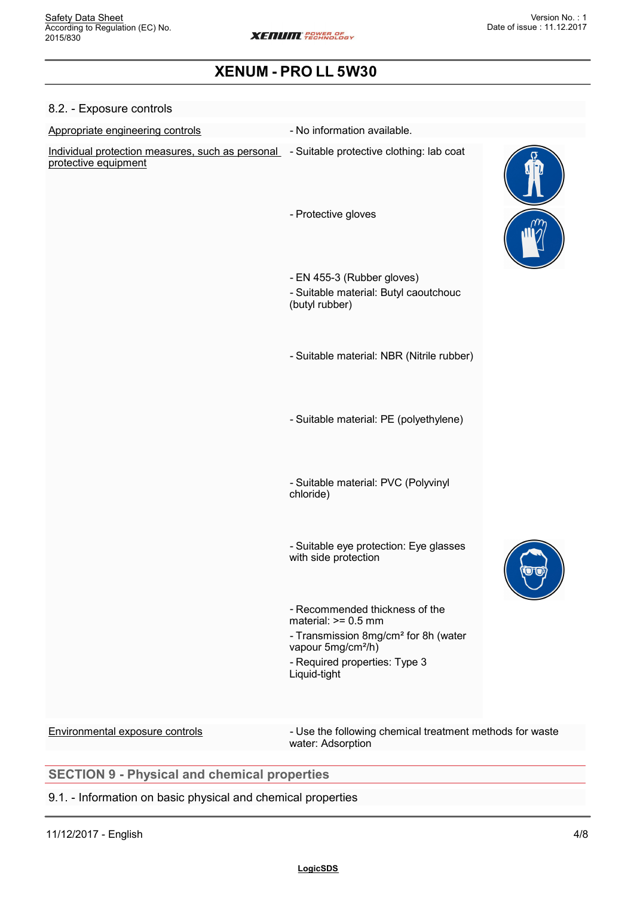# XENUM - PRO LL 5W30

### 8.2. - Exposure controls

| | |
|---|---|
| Appropriate engineering controls | - No information available. |
| Individual protection measures, such as personal protective equipment | - Suitable protective clothing: lab coat<br>- Protective gloves<br>- EN 455-3 (Rubber gloves)<br>- Suitable material: Butyl caoutchouc (butyl rubber)<br>- Suitable material: NBR (Nitrile rubber)<br>- Suitable material: PE (polyethylene)<br>- Suitable material: PVC (Polyvinyl chloride)<br>- Suitable eye protection: Eye glasses with side protection<br>- Recommended thickness of the material: >= 0.5 mm<br>- Transmission 8mg/cm² for 8h (water vapour 5mg/cm²/h)<br>- Required properties: Type 3 Liquid-tight |
| Environmental exposure controls | - Use the following chemical treatment methods for waste water: Adsorption |

## SECTION 9 - Physical and chemical properties

### 9.1. - Information on basic physical and chemical properties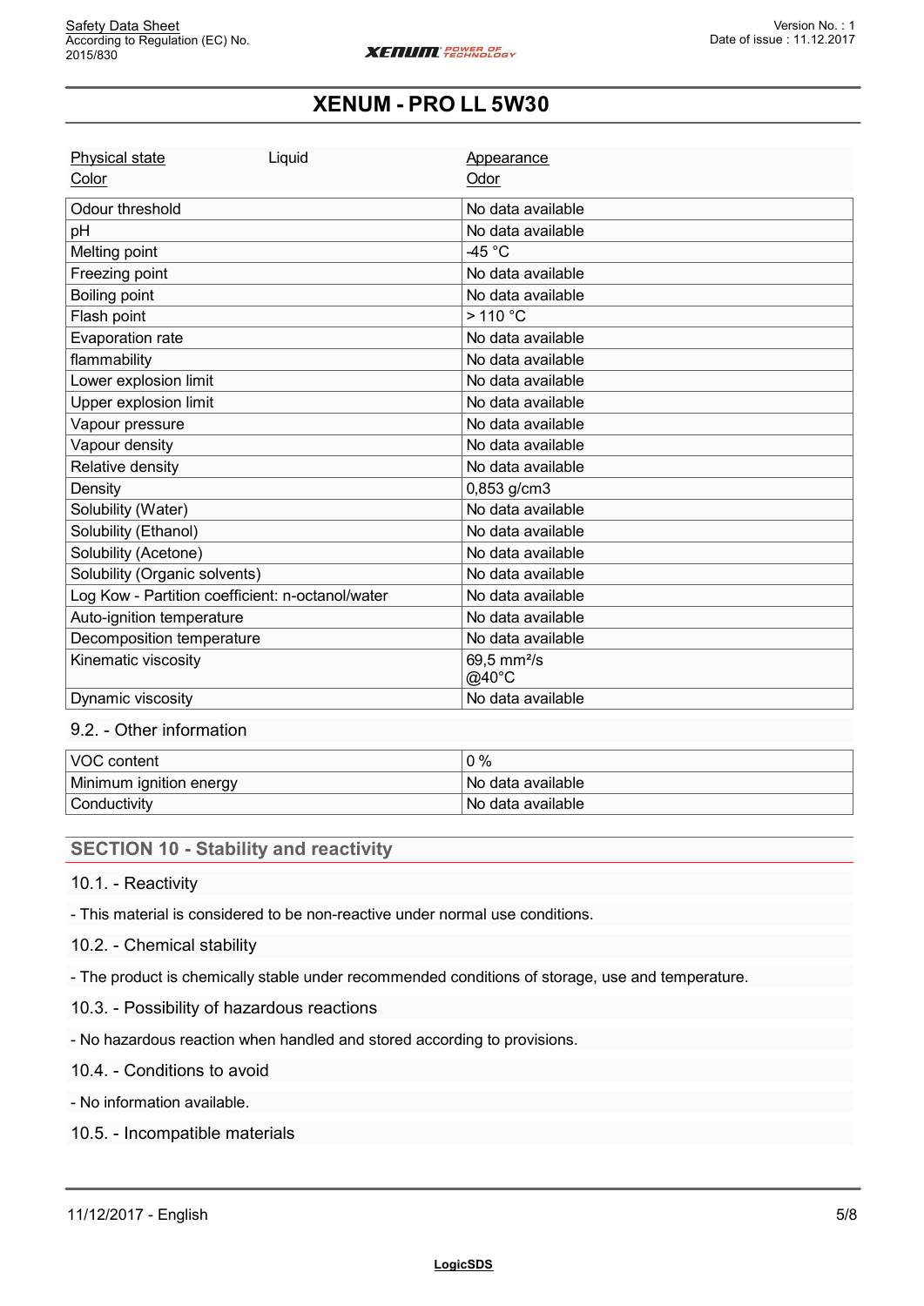# XENUM - PRO LL 5W30

| Physical state | Liquid | Appearance | |
|---|---|---|---|
| Color | | Odor | |

| Property | Value |
|---|---|
| Odour threshold | No data available |
| pH | No data available |
| Melting point | -45 °C |
| Freezing point | No data available |
| Boiling point | No data available |
| Flash point | > 110 °C |
| Evaporation rate | No data available |
| flammability | No data available |
| Lower explosion limit | No data available |
| Upper explosion limit | No data available |
| Vapour pressure | No data available |
| Vapour density | No data available |
| Relative density | No data available |
| Density | 0,853 g/cm3 |
| Solubility (Water) | No data available |
| Solubility (Ethanol) | No data available |
| Solubility (Acetone) | No data available |
| Solubility (Organic solvents) | No data available |
| Log Kow - Partition coefficient: n-octanol/water | No data available |
| Auto-ignition temperature | No data available |
| Decomposition temperature | No data available |
| Kinematic viscosity | 69,5 mm²/s @40°C |
| Dynamic viscosity | No data available |

### 9.2. - Other information

| Property | Value |
|---|---|
| VOC content | 0 % |
| Minimum ignition energy | No data available |
| Conductivity | No data available |

## SECTION 10 - Stability and reactivity

### 10.1. - Reactivity

- This material is considered to be non-reactive under normal use conditions.

### 10.2. - Chemical stability

- The product is chemically stable under recommended conditions of storage, use and temperature.

### 10.3. - Possibility of hazardous reactions

- No hazardous reaction when handled and stored according to provisions.

### 10.4. - Conditions to avoid

- No information available.

### 10.5. - Incompatible materials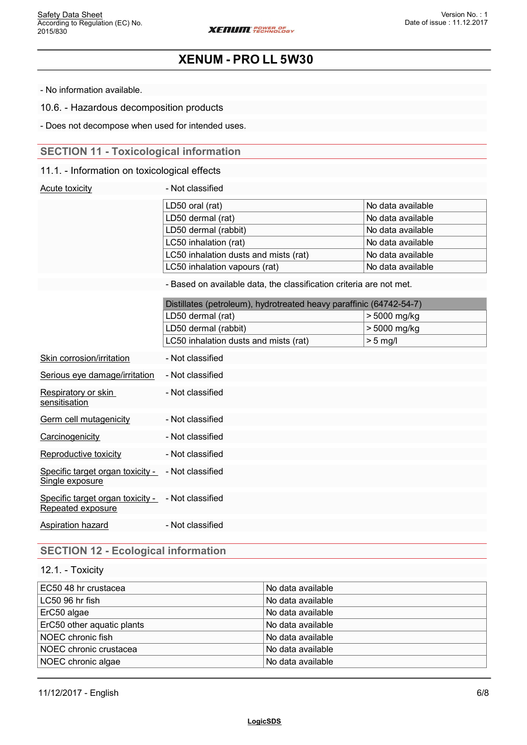- No information available.

### 10.6. - Hazardous decomposition products

- Does not decompose when used for intended uses.

## SECTION 11 - Toxicological information

### 11.1. - Information on toxicological effects

Acute toxicity - Not classified

| LD50 oral (rat) | No data available |
|---|---|
| LD50 dermal (rat) | No data available |
| LD50 dermal (rabbit) | No data available |
| LC50 inhalation (rat) | No data available |
| LC50 inhalation dusts and mists (rat) | No data available |
| LC50 inhalation vapours (rat) | No data available |

- Based on available data, the classification criteria are not met.

| Distillates (petroleum), hydrotreated heavy paraffinic (64742-54-7) | |
|---|---|
| LD50 dermal (rat) | > 5000 mg/kg |
| LD50 dermal (rabbit) | > 5000 mg/kg |
| LC50 inhalation dusts and mists (rat) | > 5 mg/l |

Skin corrosion/irritation - Not classified

Serious eye damage/irritation - Not classified

Respiratory or skin sensitisation - Not classified

Germ cell mutagenicity - Not classified

Carcinogenicity - Not classified

Reproductive toxicity - Not classified

Specific target organ toxicity - Single exposure - Not classified

Specific target organ toxicity - Repeated exposure - Not classified

Aspiration hazard - Not classified

## SECTION 12 - Ecological information

### 12.1. - Toxicity

| EC50 48 hr crustacea | No data available |
|---|---|
| LC50 96 hr fish | No data available |
| ErC50 algae | No data available |
| ErC50 other aquatic plants | No data available |
| NOEC chronic fish | No data available |
| NOEC chronic crustacea | No data available |
| NOEC chronic algae | No data available |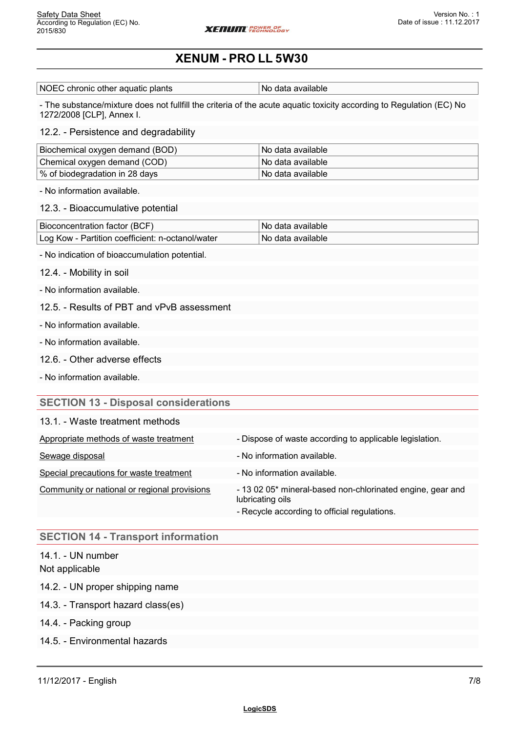| NOEC chronic other aquatic plants | No data available |
|---|---|

- The substance/mixture does not fullfill the criteria of the acute aquatic toxicity according to Regulation (EC) No 1272/2008 [CLP], Annex I.

### 12.2. - Persistence and degradability

| Biochemical oxygen demand (BOD) | No data available |
|---|---|
| Chemical oxygen demand (COD) | No data available |
| % of biodegradation in 28 days | No data available |

- No information available.

### 12.3. - Bioaccumulative potential

| Bioconcentration factor (BCF) | No data available |
|---|---|
| Log Kow - Partition coefficient: n-octanol/water | No data available |

- No indication of bioaccumulation potential.

### 12.4. - Mobility in soil

- No information available.

### 12.5. - Results of PBT and vPvB assessment

- No information available.

- No information available.

### 12.6. - Other adverse effects

- No information available.

## SECTION 13 - Disposal considerations

### 13.1. - Waste treatment methods

| | |
|---|---|
| Appropriate methods of waste treatment | - Dispose of waste according to applicable legislation. |
| Sewage disposal | - No information available. |
| Special precautions for waste treatment | - No information available. |
| Community or national or regional provisions | - 13 02 05* mineral-based non-chlorinated engine, gear and lubricating oils<br>- Recycle according to official regulations. |

## SECTION 14 - Transport information

### 14.1. - UN number

Not applicable

### 14.2. - UN proper shipping name

### 14.3. - Transport hazard class(es)

### 14.4. - Packing group

### 14.5. - Environmental hazards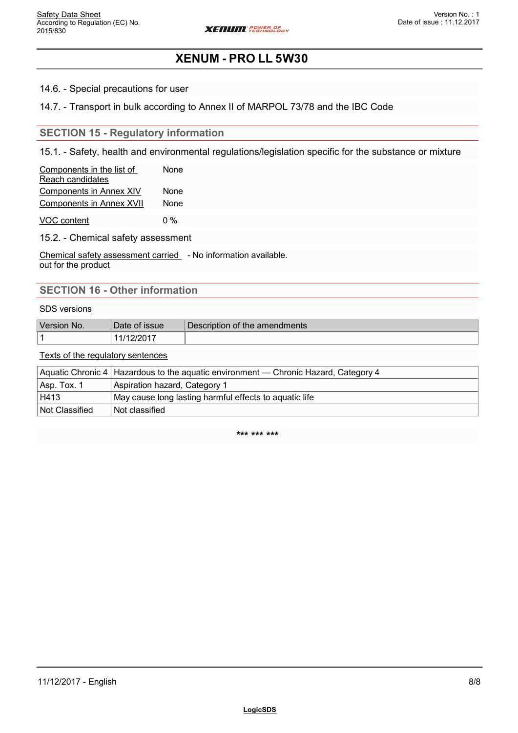### 14.6. - Special precautions for user

### 14.7. - Transport in bulk according to Annex II of MARPOL 73/78 and the IBC Code

## SECTION 15 - Regulatory information

### 15.1. - Safety, health and environmental regulations/legislation specific for the substance or mixture

| | |
|---|---|
| Components in the list of Reach candidates | None |
| Components in Annex XIV | None |
| Components in Annex XVII | None |
| VOC content | 0 % |

### 15.2. - Chemical safety assessment

Chemical safety assessment carried out for the product - No information available.

## SECTION 16 - Other information

SDS versions

| Version No. | Date of issue | Description of the amendments |
|---|---|---|
| 1 | 11/12/2017 | |

Texts of the regulatory sentences

| | |
|---|---|
| Aquatic Chronic 4 | Hazardous to the aquatic environment — Chronic Hazard, Category 4 |
| Asp. Tox. 1 | Aspiration hazard, Category 1 |
| H413 | May cause long lasting harmful effects to aquatic life |
| Not Classified | Not classified |

*** *** ***

LogicSDS